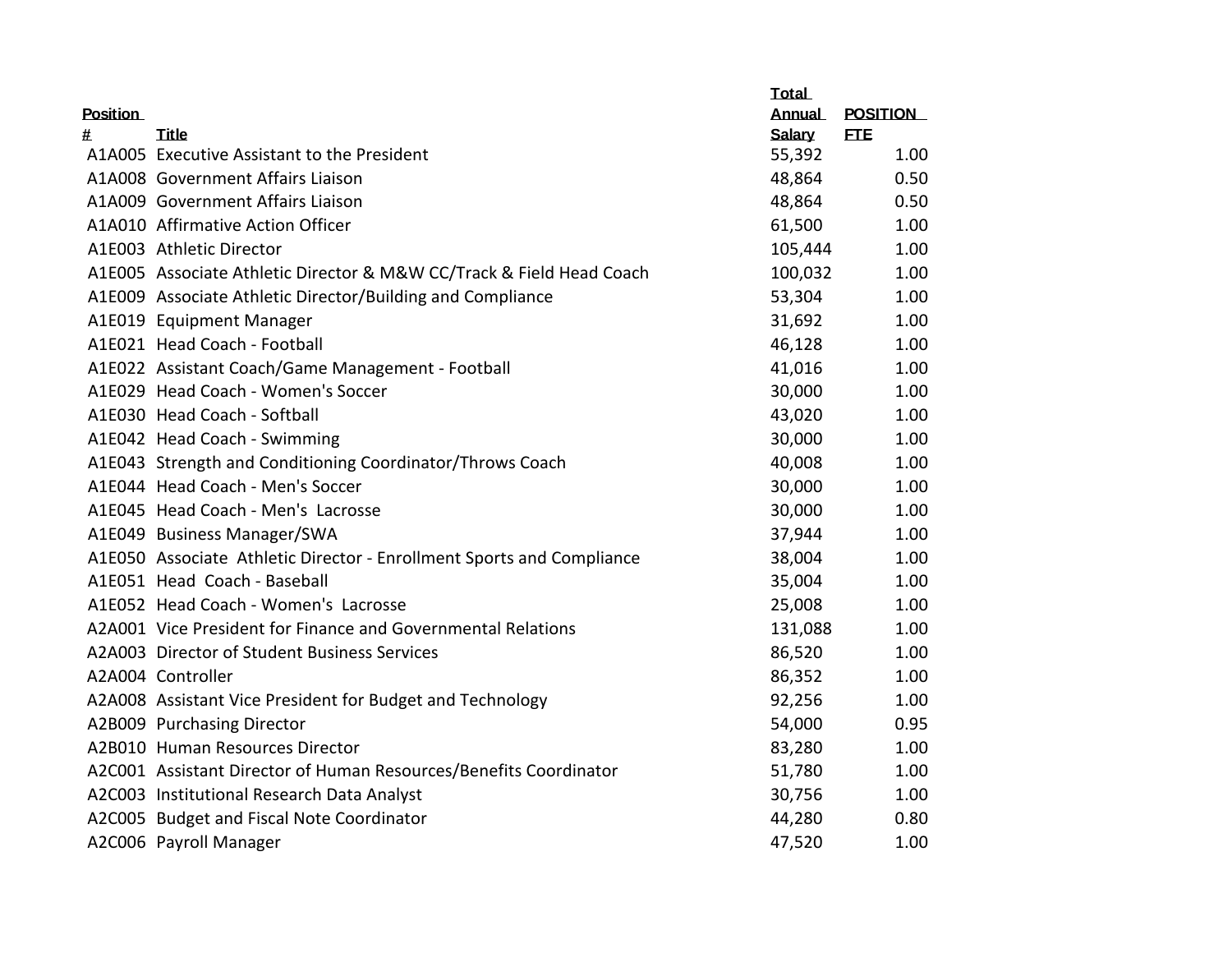| Position # | Title | Total Annual Salary | POSITION FTE |
|---|---|---|---|
| A1A005 | Executive Assistant to the President | 55,392 | 1.00 |
| A1A008 | Government Affairs Liaison | 48,864 | 0.50 |
| A1A009 | Government Affairs Liaison | 48,864 | 0.50 |
| A1A010 | Affirmative Action Officer | 61,500 | 1.00 |
| A1E003 | Athletic Director | 105,444 | 1.00 |
| A1E005 | Associate Athletic Director & M&W CC/Track & Field Head Coach | 100,032 | 1.00 |
| A1E009 | Associate Athletic Director/Building and Compliance | 53,304 | 1.00 |
| A1E019 | Equipment Manager | 31,692 | 1.00 |
| A1E021 | Head Coach - Football | 46,128 | 1.00 |
| A1E022 | Assistant Coach/Game Management - Football | 41,016 | 1.00 |
| A1E029 | Head Coach - Women's Soccer | 30,000 | 1.00 |
| A1E030 | Head Coach - Softball | 43,020 | 1.00 |
| A1E042 | Head Coach - Swimming | 30,000 | 1.00 |
| A1E043 | Strength and Conditioning Coordinator/Throws Coach | 40,008 | 1.00 |
| A1E044 | Head Coach - Men's Soccer | 30,000 | 1.00 |
| A1E045 | Head Coach - Men's Lacrosse | 30,000 | 1.00 |
| A1E049 | Business Manager/SWA | 37,944 | 1.00 |
| A1E050 | Associate Athletic Director - Enrollment Sports and Compliance | 38,004 | 1.00 |
| A1E051 | Head Coach - Baseball | 35,004 | 1.00 |
| A1E052 | Head Coach - Women's Lacrosse | 25,008 | 1.00 |
| A2A001 | Vice President for Finance and Governmental Relations | 131,088 | 1.00 |
| A2A003 | Director of Student Business Services | 86,520 | 1.00 |
| A2A004 | Controller | 86,352 | 1.00 |
| A2A008 | Assistant Vice President for Budget and Technology | 92,256 | 1.00 |
| A2B009 | Purchasing Director | 54,000 | 0.95 |
| A2B010 | Human Resources Director | 83,280 | 1.00 |
| A2C001 | Assistant Director of Human Resources/Benefits Coordinator | 51,780 | 1.00 |
| A2C003 | Institutional Research Data Analyst | 30,756 | 1.00 |
| A2C005 | Budget and Fiscal Note Coordinator | 44,280 | 0.80 |
| A2C006 | Payroll Manager | 47,520 | 1.00 |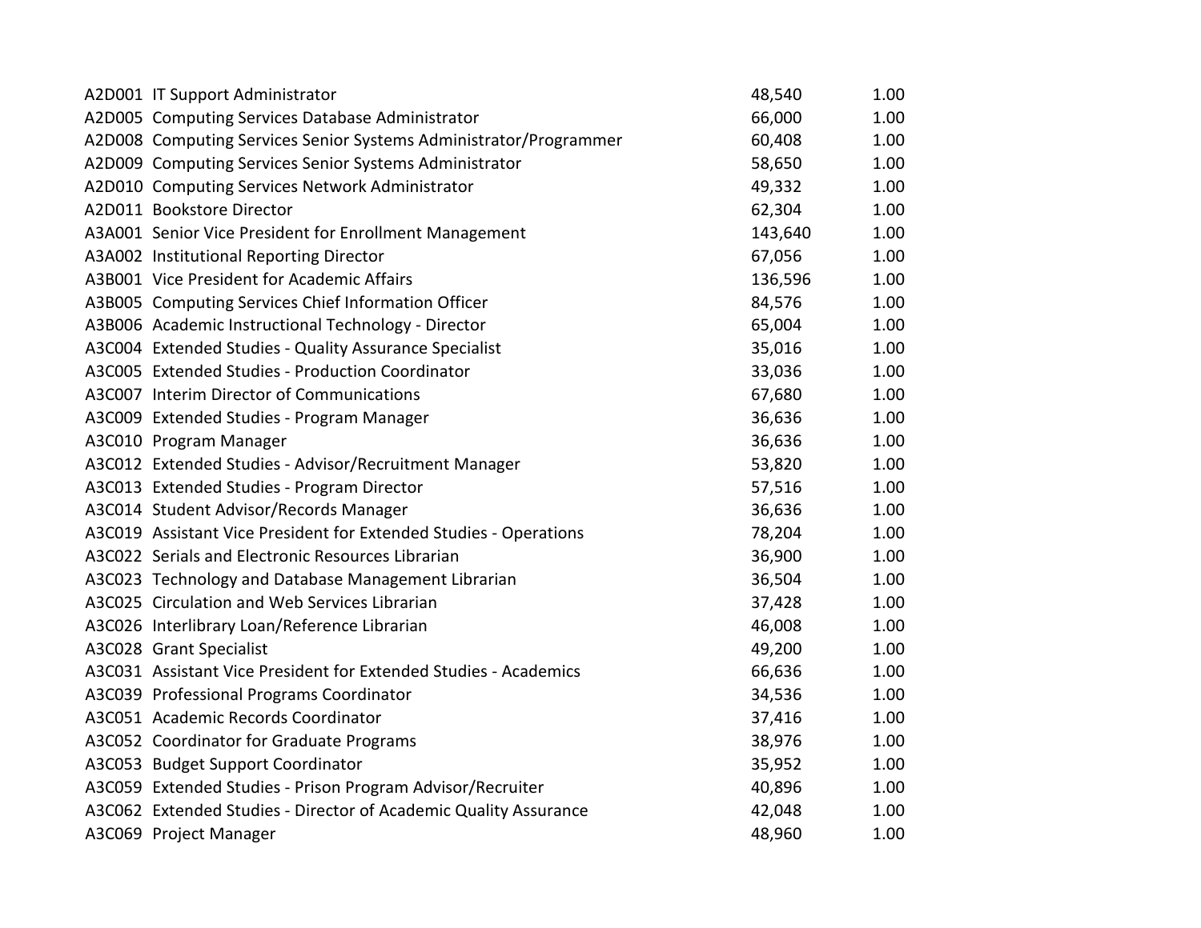| | | | |
|---|---|---|---|
| A2D001 | IT Support Administrator | 48,540 | 1.00 |
| A2D005 | Computing Services Database Administrator | 66,000 | 1.00 |
| A2D008 | Computing Services Senior Systems Administrator/Programmer | 60,408 | 1.00 |
| A2D009 | Computing Services Senior Systems Administrator | 58,650 | 1.00 |
| A2D010 | Computing Services Network Administrator | 49,332 | 1.00 |
| A2D011 | Bookstore Director | 62,304 | 1.00 |
| A3A001 | Senior Vice President for Enrollment Management | 143,640 | 1.00 |
| A3A002 | Institutional Reporting Director | 67,056 | 1.00 |
| A3B001 | Vice President for Academic Affairs | 136,596 | 1.00 |
| A3B005 | Computing Services Chief Information Officer | 84,576 | 1.00 |
| A3B006 | Academic Instructional Technology - Director | 65,004 | 1.00 |
| A3C004 | Extended Studies - Quality Assurance Specialist | 35,016 | 1.00 |
| A3C005 | Extended Studies - Production Coordinator | 33,036 | 1.00 |
| A3C007 | Interim Director of Communications | 67,680 | 1.00 |
| A3C009 | Extended Studies - Program Manager | 36,636 | 1.00 |
| A3C010 | Program Manager | 36,636 | 1.00 |
| A3C012 | Extended Studies - Advisor/Recruitment Manager | 53,820 | 1.00 |
| A3C013 | Extended Studies - Program Director | 57,516 | 1.00 |
| A3C014 | Student Advisor/Records Manager | 36,636 | 1.00 |
| A3C019 | Assistant Vice President for Extended Studies - Operations | 78,204 | 1.00 |
| A3C022 | Serials and Electronic Resources Librarian | 36,900 | 1.00 |
| A3C023 | Technology and Database Management Librarian | 36,504 | 1.00 |
| A3C025 | Circulation and Web Services Librarian | 37,428 | 1.00 |
| A3C026 | Interlibrary Loan/Reference Librarian | 46,008 | 1.00 |
| A3C028 | Grant Specialist | 49,200 | 1.00 |
| A3C031 | Assistant Vice President for Extended Studies - Academics | 66,636 | 1.00 |
| A3C039 | Professional Programs Coordinator | 34,536 | 1.00 |
| A3C051 | Academic Records Coordinator | 37,416 | 1.00 |
| A3C052 | Coordinator for Graduate Programs | 38,976 | 1.00 |
| A3C053 | Budget Support Coordinator | 35,952 | 1.00 |
| A3C059 | Extended Studies - Prison Program Advisor/Recruiter | 40,896 | 1.00 |
| A3C062 | Extended Studies - Director of Academic Quality Assurance | 42,048 | 1.00 |
| A3C069 | Project Manager | 48,960 | 1.00 |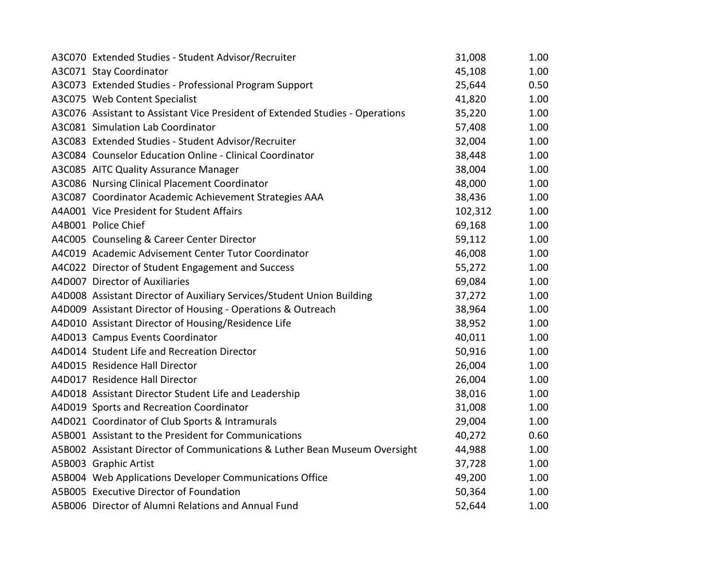| | | | |
|---|---|---|---|
| A3C070 | Extended Studies - Student Advisor/Recruiter | 31,008 | 1.00 |
| A3C071 | Stay Coordinator | 45,108 | 1.00 |
| A3C073 | Extended Studies - Professional Program Support | 25,644 | 0.50 |
| A3C075 | Web Content Specialist | 41,820 | 1.00 |
| A3C076 | Assistant to Assistant Vice President of Extended Studies - Operations | 35,220 | 1.00 |
| A3C081 | Simulation Lab Coordinator | 57,408 | 1.00 |
| A3C083 | Extended Studies - Student Advisor/Recruiter | 32,004 | 1.00 |
| A3C084 | Counselor Education Online - Clinical Coordinator | 38,448 | 1.00 |
| A3C085 | AITC Quality Assurance Manager | 38,004 | 1.00 |
| A3C086 | Nursing Clinical Placement Coordinator | 48,000 | 1.00 |
| A3C087 | Coordinator Academic Achievement Strategies AAA | 38,436 | 1.00 |
| A4A001 | Vice President for Student Affairs | 102,312 | 1.00 |
| A4B001 | Police Chief | 69,168 | 1.00 |
| A4C005 | Counseling & Career Center Director | 59,112 | 1.00 |
| A4C019 | Academic Advisement Center Tutor Coordinator | 46,008 | 1.00 |
| A4C022 | Director of Student Engagement and Success | 55,272 | 1.00 |
| A4D007 | Director of Auxiliaries | 69,084 | 1.00 |
| A4D008 | Assistant Director of Auxiliary Services/Student Union Building | 37,272 | 1.00 |
| A4D009 | Assistant Director of Housing - Operations & Outreach | 38,964 | 1.00 |
| A4D010 | Assistant Director of Housing/Residence Life | 38,952 | 1.00 |
| A4D013 | Campus Events Coordinator | 40,011 | 1.00 |
| A4D014 | Student Life and Recreation Director | 50,916 | 1.00 |
| A4D015 | Residence Hall Director | 26,004 | 1.00 |
| A4D017 | Residence Hall Director | 26,004 | 1.00 |
| A4D018 | Assistant Director Student Life and Leadership | 38,016 | 1.00 |
| A4D019 | Sports and Recreation Coordinator | 31,008 | 1.00 |
| A4D021 | Coordinator of Club Sports & Intramurals | 29,004 | 1.00 |
| A5B001 | Assistant to the President for Communications | 40,272 | 0.60 |
| A5B002 | Assistant Director of Communications & Luther Bean Museum Oversight | 44,988 | 1.00 |
| A5B003 | Graphic Artist | 37,728 | 1.00 |
| A5B004 | Web Applications Developer Communications Office | 49,200 | 1.00 |
| A5B005 | Executive Director of Foundation | 50,364 | 1.00 |
| A5B006 | Director of Alumni Relations and Annual Fund | 52,644 | 1.00 |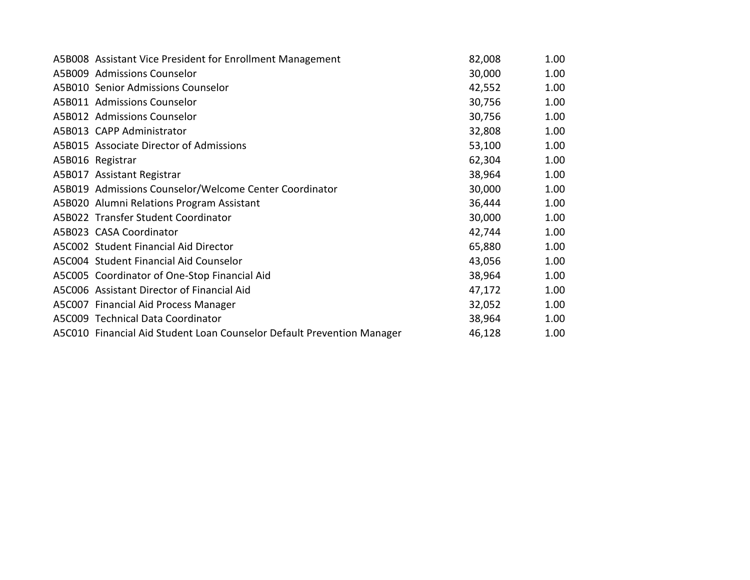| | | | |
|---|---|---|---|
| A5B008 | Assistant Vice President for Enrollment Management | 82,008 | 1.00 |
| A5B009 | Admissions Counselor | 30,000 | 1.00 |
| A5B010 | Senior Admissions Counselor | 42,552 | 1.00 |
| A5B011 | Admissions Counselor | 30,756 | 1.00 |
| A5B012 | Admissions Counselor | 30,756 | 1.00 |
| A5B013 | CAPP Administrator | 32,808 | 1.00 |
| A5B015 | Associate Director of Admissions | 53,100 | 1.00 |
| A5B016 | Registrar | 62,304 | 1.00 |
| A5B017 | Assistant Registrar | 38,964 | 1.00 |
| A5B019 | Admissions Counselor/Welcome Center Coordinator | 30,000 | 1.00 |
| A5B020 | Alumni Relations Program Assistant | 36,444 | 1.00 |
| A5B022 | Transfer Student Coordinator | 30,000 | 1.00 |
| A5B023 | CASA Coordinator | 42,744 | 1.00 |
| A5C002 | Student Financial Aid Director | 65,880 | 1.00 |
| A5C004 | Student Financial Aid Counselor | 43,056 | 1.00 |
| A5C005 | Coordinator of One-Stop Financial Aid | 38,964 | 1.00 |
| A5C006 | Assistant Director of Financial Aid | 47,172 | 1.00 |
| A5C007 | Financial Aid Process Manager | 32,052 | 1.00 |
| A5C009 | Technical Data Coordinator | 38,964 | 1.00 |
| A5C010 | Financial Aid Student Loan Counselor Default Prevention Manager | 46,128 | 1.00 |